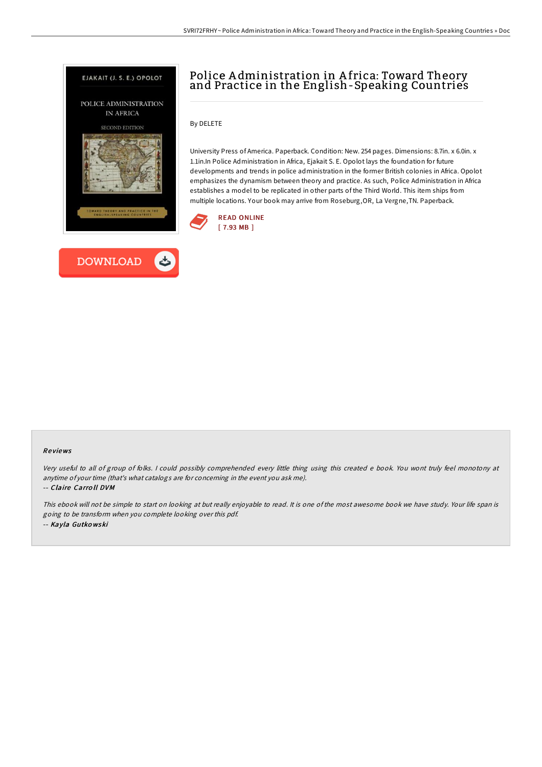# Police Administration in Africa: Toward Theory and Practice in the English-Speaking Countries

By DELETE

University Press of America. Paperback. Condition: New. 254 pages. Dimensions: 8.7in. x 6.0in. x 1.1in.In Police Administration in Africa, Ejakait S. E. Opolot lays the foundation for future developments and trends in police administration in the former British colonies in Africa. Opolot emphasizes the dynamism between theory and practice. As such, Police Administration in Africa establishes a model to be replicated in other parts of the Third World. This item ships from multiple locations. Your book may arrive from Roseburg,OR, La Vergne,TN. Paperback.

READ ONLINE
[ 7.93 MB ]

DOWNLOAD

## Reviews

*Very useful to all of group of folks. I could possibly comprehended every little thing using this created e book. You wont truly feel monotony at anytime of your time (that's what catalogs are for concerning in the event you ask me).*

-- ***Claire Carroll DVM***

*This ebook will not be simple to start on looking at but really enjoyable to read. It is one of the most awesome book we have study. Your life span is going to be transform when you complete looking over this pdf.*

-- ***Kayla Gutkowski***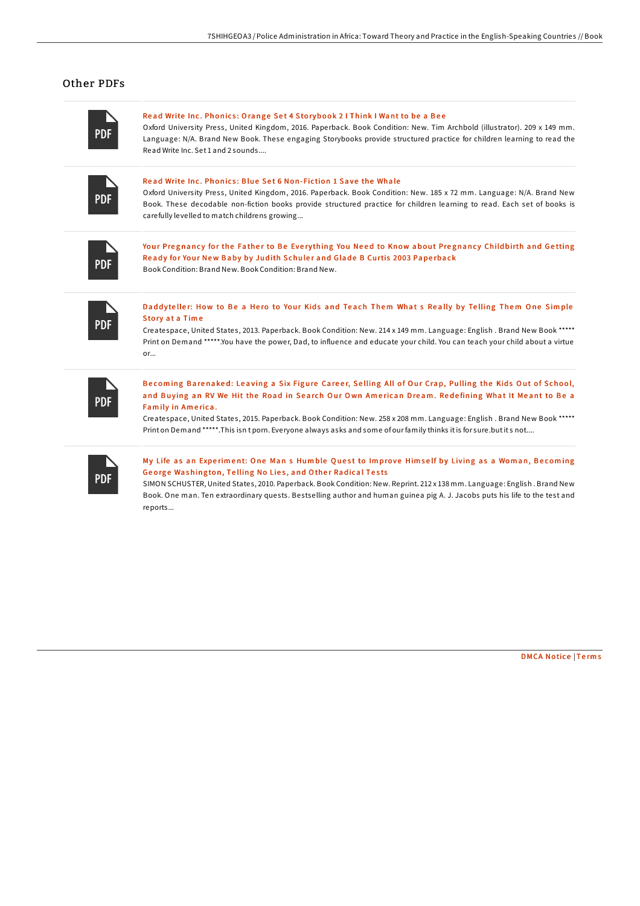## Other PDFs

PDF

**Read Write Inc. Phonics: Orange Set 4 Storybook 2 I Think I Want to be a Bee**

Oxford University Press, United Kingdom, 2016. Paperback. Book Condition: New. Tim Archbold (illustrator). 209 x 149 mm. Language: N/A. Brand New Book. These engaging Storybooks provide structured practice for children learning to read the Read Write Inc. Set 1 and 2 sounds....

PDF

**Read Write Inc. Phonics: Blue Set 6 Non-Fiction 1 Save the Whale**

Oxford University Press, United Kingdom, 2016. Paperback. Book Condition: New. 185 x 72 mm. Language: N/A. Brand New Book. These decodable non-fiction books provide structured practice for children learning to read. Each set of books is carefully levelled to match childrens growing...

PDF

**Your Pregnancy for the Father to Be Everything You Need to Know about Pregnancy Childbirth and Getting Ready for Your New Baby by Judith Schuler and Glade B Curtis 2003 Paperback**

Book Condition: Brand New. Book Condition: Brand New.

PDF

**Daddyteller: How to Be a Hero to Your Kids and Teach Them What s Really by Telling Them One Simple Story at a Time**

Createspace, United States, 2013. Paperback. Book Condition: New. 214 x 149 mm. Language: English . Brand New Book ***** Print on Demand *****.You have the power, Dad, to influence and educate your child. You can teach your child about a virtue or...

PDF

**Becoming Barenaked: Leaving a Six Figure Career, Selling All of Our Crap, Pulling the Kids Out of School, and Buying an RV We Hit the Road in Search Our Own American Dream. Redefining What It Meant to Be a Family in America.**

Createspace, United States, 2015. Paperback. Book Condition: New. 258 x 208 mm. Language: English . Brand New Book ***** Print on Demand *****.This isn t porn. Everyone always asks and some of our family thinks it is for sure.but it s not....

PDF

**My Life as an Experiment: One Man s Humble Quest to Improve Himself by Living as a Woman, Becoming George Washington, Telling No Lies, and Other Radical Tests**

SIMON SCHUSTER, United States, 2010. Paperback. Book Condition: New. Reprint. 212 x 138 mm. Language: English . Brand New Book. One man. Ten extraordinary quests. Bestselling author and human guinea pig A. J. Jacobs puts his life to the test and reports...

DMCA Notice | Terms